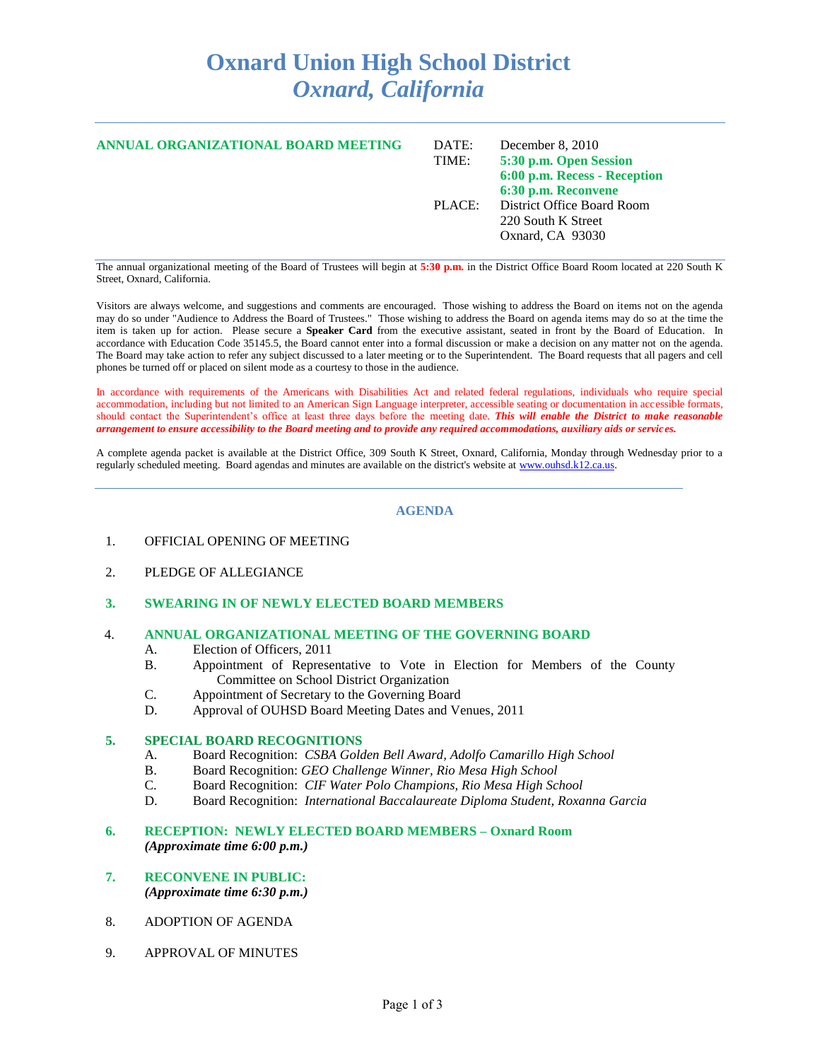# Oxnard Union High School District
## *Oxnard, California*

---

**ANNUAL ORGANIZATIONAL BOARD MEETING**

| | |
|---|---|
| DATE: | December 8, 2010 |
| TIME: | **5:30 p.m. Open Session** |
| | **6:00 p.m. Recess - Reception** |
| | **6:30 p.m. Reconvene** |
| PLACE: | District Office Board Room |
| | 220 South K Street |
| | Oxnard, CA 93030 |

---

The annual organizational meeting of the Board of Trustees will begin at **5:30 p.m.** in the District Office Board Room located at 220 South K Street, Oxnard, California.

Visitors are always welcome, and suggestions and comments are encouraged. Those wishing to address the Board on items not on the agenda may do so under "Audience to Address the Board of Trustees." Those wishing to address the Board on agenda items may do so at the time the item is taken up for action. Please secure a **Speaker Card** from the executive assistant, seated in front by the Board of Education. In accordance with Education Code 35145.5, the Board cannot enter into a formal discussion or make a decision on any matter not on the agenda. The Board may take action to refer any subject discussed to a later meeting or to the Superintendent. The Board requests that all pagers and cell phones be turned off or placed on silent mode as a courtesy to those in the audience.

In accordance with requirements of the Americans with Disabilities Act and related federal regulations, individuals who require special accommodation, including but not limited to an American Sign Language interpreter, accessible seating or documentation in accessible formats, should contact the Superintendent's office at least three days before the meeting date. ***This will enable the District to make reasonable arrangement to ensure accessibility to the Board meeting and to provide any required accommodations, auxiliary aids or services.***

A complete agenda packet is available at the District Office, 309 South K Street, Oxnard, California, Monday through Wednesday prior to a regularly scheduled meeting. Board agendas and minutes are available on the district's website at www.ouhsd.k12.ca.us.

---

### AGENDA

1. OFFICIAL OPENING OF MEETING

2. PLEDGE OF ALLEGIANCE

3. **SWEARING IN OF NEWLY ELECTED BOARD MEMBERS**

4. **ANNUAL ORGANIZATIONAL MEETING OF THE GOVERNING BOARD**
   - A. Election of Officers, 2011
   - B. Appointment of Representative to Vote in Election for Members of the County Committee on School District Organization
   - C. Appointment of Secretary to the Governing Board
   - D. Approval of OUHSD Board Meeting Dates and Venues, 2011

5. **SPECIAL BOARD RECOGNITIONS**
   - A. Board Recognition: *CSBA Golden Bell Award, Adolfo Camarillo High School*
   - B. Board Recognition: *GEO Challenge Winner, Rio Mesa High School*
   - C. Board Recognition: *CIF Water Polo Champions, Rio Mesa High School*
   - D. Board Recognition: *International Baccalaureate Diploma Student, Roxanna Garcia*

6. **RECEPTION: NEWLY ELECTED BOARD MEMBERS – Oxnard Room**
   ***(Approximate time 6:00 p.m.)***

7. **RECONVENE IN PUBLIC:**
   ***(Approximate time 6:30 p.m.)***

8. ADOPTION OF AGENDA

9. APPROVAL OF MINUTES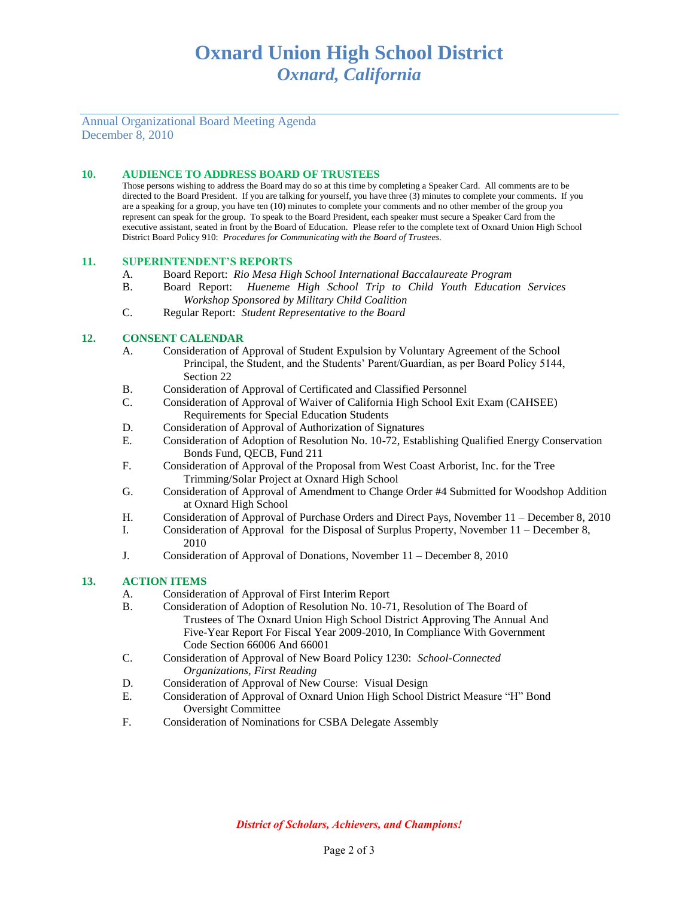Annual Organizational Board Meeting Agenda
December 8, 2010

## 10. AUDIENCE TO ADDRESS BOARD OF TRUSTEES

Those persons wishing to address the Board may do so at this time by completing a Speaker Card. All comments are to be directed to the Board President. If you are talking for yourself, you have three (3) minutes to complete your comments. If you are a speaking for a group, you have ten (10) minutes to complete your comments and no other member of the group you represent can speak for the group. To speak to the Board President, each speaker must secure a Speaker Card from the executive assistant, seated in front by the Board of Education. Please refer to the complete text of Oxnard Union High School District Board Policy 910: *Procedures for Communicating with the Board of Trustees.*

## 11. SUPERINTENDENT'S REPORTS

A. Board Report: *Rio Mesa High School International Baccalaureate Program*

B. Board Report: *Hueneme High School Trip to Child Youth Education Services Workshop Sponsored by Military Child Coalition*

C. Regular Report: *Student Representative to the Board*

## 12. CONSENT CALENDAR

A. Consideration of Approval of Student Expulsion by Voluntary Agreement of the School Principal, the Student, and the Students' Parent/Guardian, as per Board Policy 5144, Section 22

B. Consideration of Approval of Certificated and Classified Personnel

C. Consideration of Approval of Waiver of California High School Exit Exam (CAHSEE) Requirements for Special Education Students

D. Consideration of Approval of Authorization of Signatures

E. Consideration of Adoption of Resolution No. 10-72, Establishing Qualified Energy Conservation Bonds Fund, QECB, Fund 211

F. Consideration of Approval of the Proposal from West Coast Arborist, Inc. for the Tree Trimming/Solar Project at Oxnard High School

G. Consideration of Approval of Amendment to Change Order #4 Submitted for Woodshop Addition at Oxnard High School

H. Consideration of Approval of Purchase Orders and Direct Pays, November 11 – December 8, 2010

I. Consideration of Approval for the Disposal of Surplus Property, November 11 – December 8, 2010

J. Consideration of Approval of Donations, November 11 – December 8, 2010

## 13. ACTION ITEMS

A. Consideration of Approval of First Interim Report

B. Consideration of Adoption of Resolution No. 10-71, Resolution of The Board of Trustees of The Oxnard Union High School District Approving The Annual And Five-Year Report For Fiscal Year 2009-2010, In Compliance With Government Code Section 66006 And 66001

C. Consideration of Approval of New Board Policy 1230: *School-Connected Organizations, First Reading*

D. Consideration of Approval of New Course: Visual Design

E. Consideration of Approval of Oxnard Union High School District Measure "H" Bond Oversight Committee

F. Consideration of Nominations for CSBA Delegate Assembly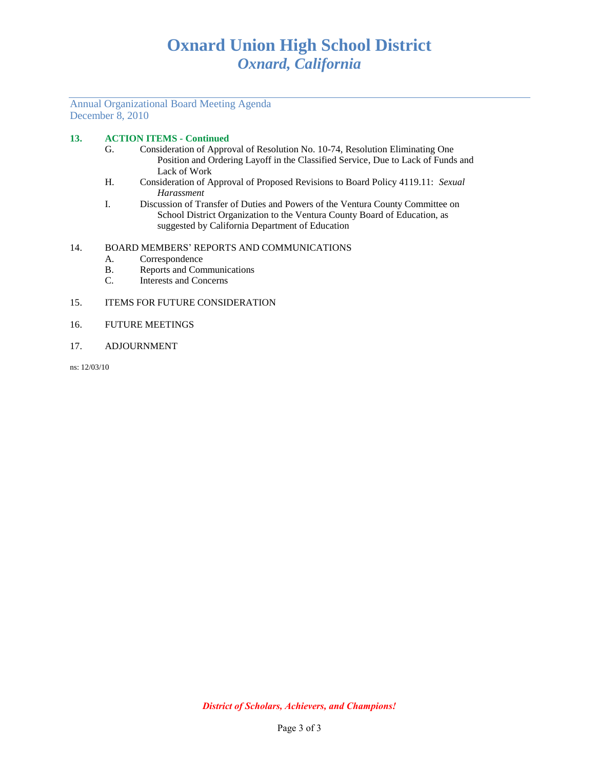Annual Organizational Board Meeting Agenda
December 8, 2010

**13. ACTION ITEMS - Continued**

G. Consideration of Approval of Resolution No. 10-74, Resolution Eliminating One Position and Ordering Layoff in the Classified Service, Due to Lack of Funds and Lack of Work

H. Consideration of Approval of Proposed Revisions to Board Policy 4119.11: *Sexual Harassment*

I. Discussion of Transfer of Duties and Powers of the Ventura County Committee on School District Organization to the Ventura County Board of Education, as suggested by California Department of Education

14. BOARD MEMBERS' REPORTS AND COMMUNICATIONS

A. Correspondence
B. Reports and Communications
C. Interests and Concerns

15. ITEMS FOR FUTURE CONSIDERATION

16. FUTURE MEETINGS

17. ADJOURNMENT

ns: 12/03/10